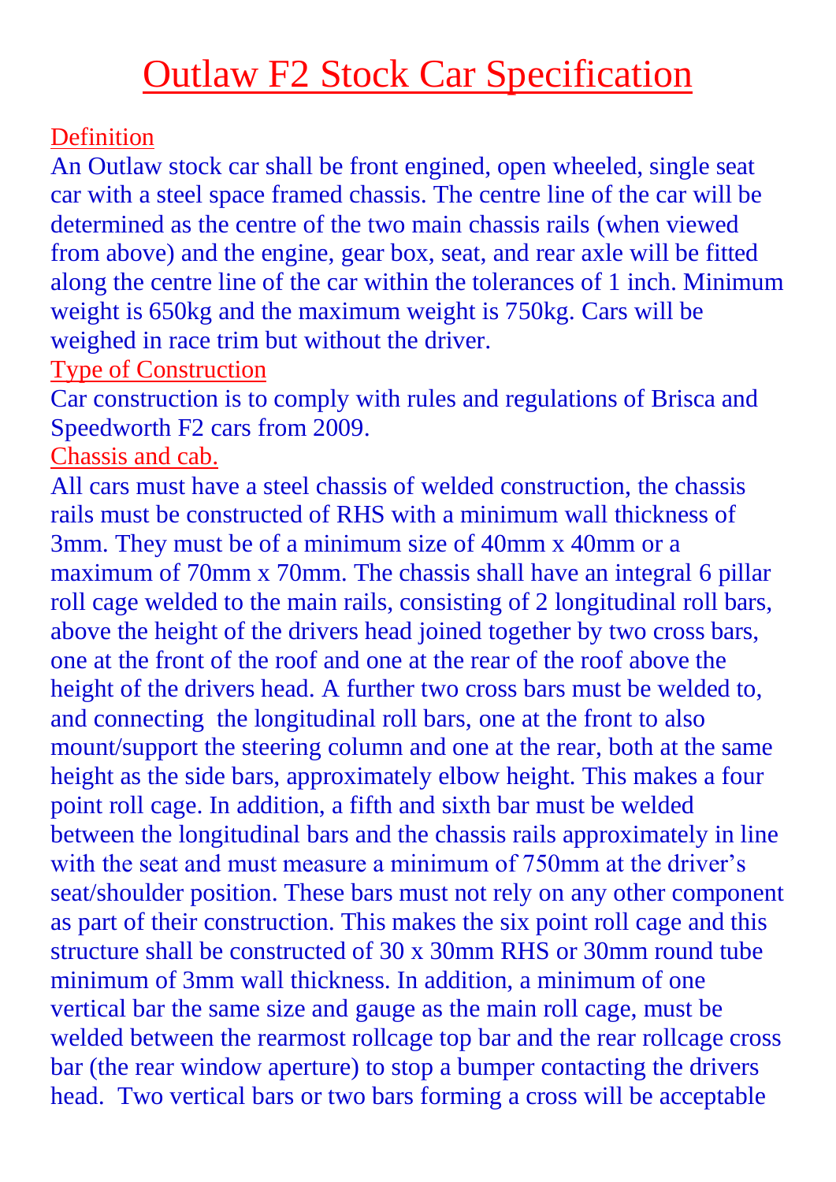# Outlaw F2 Stock Car Specification

## Definition

An Outlaw stock car shall be front engined, open wheeled, single seat car with a steel space framed chassis. The centre line of the car will be determined as the centre of the two main chassis rails (when viewed from above) and the engine, gear box, seat, and rear axle will be fitted along the centre line of the car within the tolerances of 1 inch. Minimum weight is 650kg and the maximum weight is 750kg. Cars will be weighed in race trim but without the driver.

## Type of Construction

Car construction is to comply with rules and regulations of Brisca and Speedworth F2 cars from 2009.

## Chassis and cab.

All cars must have a steel chassis of welded construction, the chassis rails must be constructed of RHS with a minimum wall thickness of 3mm. They must be of a minimum size of 40mm x 40mm or a maximum of 70mm x 70mm. The chassis shall have an integral 6 pillar roll cage welded to the main rails, consisting of 2 longitudinal roll bars, above the height of the drivers head joined together by two cross bars, one at the front of the roof and one at the rear of the roof above the height of the drivers head. A further two cross bars must be welded to, and connecting the longitudinal roll bars, one at the front to also mount/support the steering column and one at the rear, both at the same height as the side bars, approximately elbow height. This makes a four point roll cage. In addition, a fifth and sixth bar must be welded between the longitudinal bars and the chassis rails approximately in line with the seat and must measure a minimum of 750mm at the driver's seat/shoulder position. These bars must not rely on any other component as part of their construction. This makes the six point roll cage and this structure shall be constructed of 30 x 30mm RHS or 30mm round tube minimum of 3mm wall thickness. In addition, a minimum of one vertical bar the same size and gauge as the main roll cage, must be welded between the rearmost rollcage top bar and the rear rollcage cross bar (the rear window aperture) to stop a bumper contacting the drivers head. Two vertical bars or two bars forming a cross will be acceptable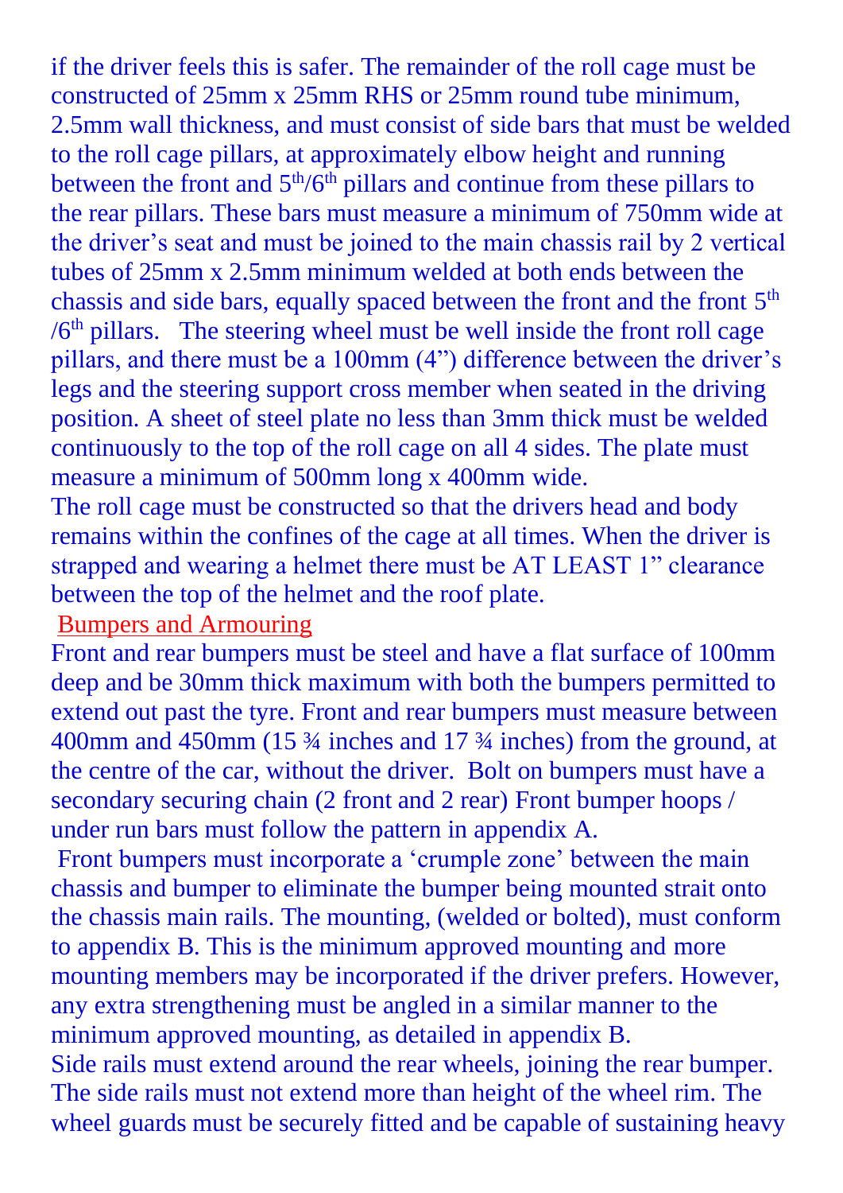if the driver feels this is safer. The remainder of the roll cage must be constructed of 25mm x 25mm RHS or 25mm round tube minimum, 2.5mm wall thickness, and must consist of side bars that must be welded to the roll cage pillars, at approximately elbow height and running between the front and 5th/6th pillars and continue from these pillars to the rear pillars. These bars must measure a minimum of 750mm wide at the driver's seat and must be joined to the main chassis rail by 2 vertical tubes of 25mm x 2.5mm minimum welded at both ends between the chassis and side bars, equally spaced between the front and the front 5th /6th pillars. The steering wheel must be well inside the front roll cage pillars, and there must be a 100mm (4") difference between the driver's legs and the steering support cross member when seated in the driving position. A sheet of steel plate no less than 3mm thick must be welded continuously to the top of the roll cage on all 4 sides. The plate must measure a minimum of 500mm long x 400mm wide.

The roll cage must be constructed so that the drivers head and body remains within the confines of the cage at all times. When the driver is strapped and wearing a helmet there must be AT LEAST 1" clearance between the top of the helmet and the roof plate.

## Bumpers and Armouring

Front and rear bumpers must be steel and have a flat surface of 100mm deep and be 30mm thick maximum with both the bumpers permitted to extend out past the tyre. Front and rear bumpers must measure between 400mm and 450mm (15 ¾ inches and 17 ¾ inches) from the ground, at the centre of the car, without the driver. Bolt on bumpers must have a secondary securing chain (2 front and 2 rear) Front bumper hoops / under run bars must follow the pattern in appendix A.

Front bumpers must incorporate a 'crumple zone' between the main chassis and bumper to eliminate the bumper being mounted strait onto the chassis main rails. The mounting, (welded or bolted), must conform to appendix B. This is the minimum approved mounting and more mounting members may be incorporated if the driver prefers. However, any extra strengthening must be angled in a similar manner to the minimum approved mounting, as detailed in appendix B.

Side rails must extend around the rear wheels, joining the rear bumper. The side rails must not extend more than height of the wheel rim. The wheel guards must be securely fitted and be capable of sustaining heavy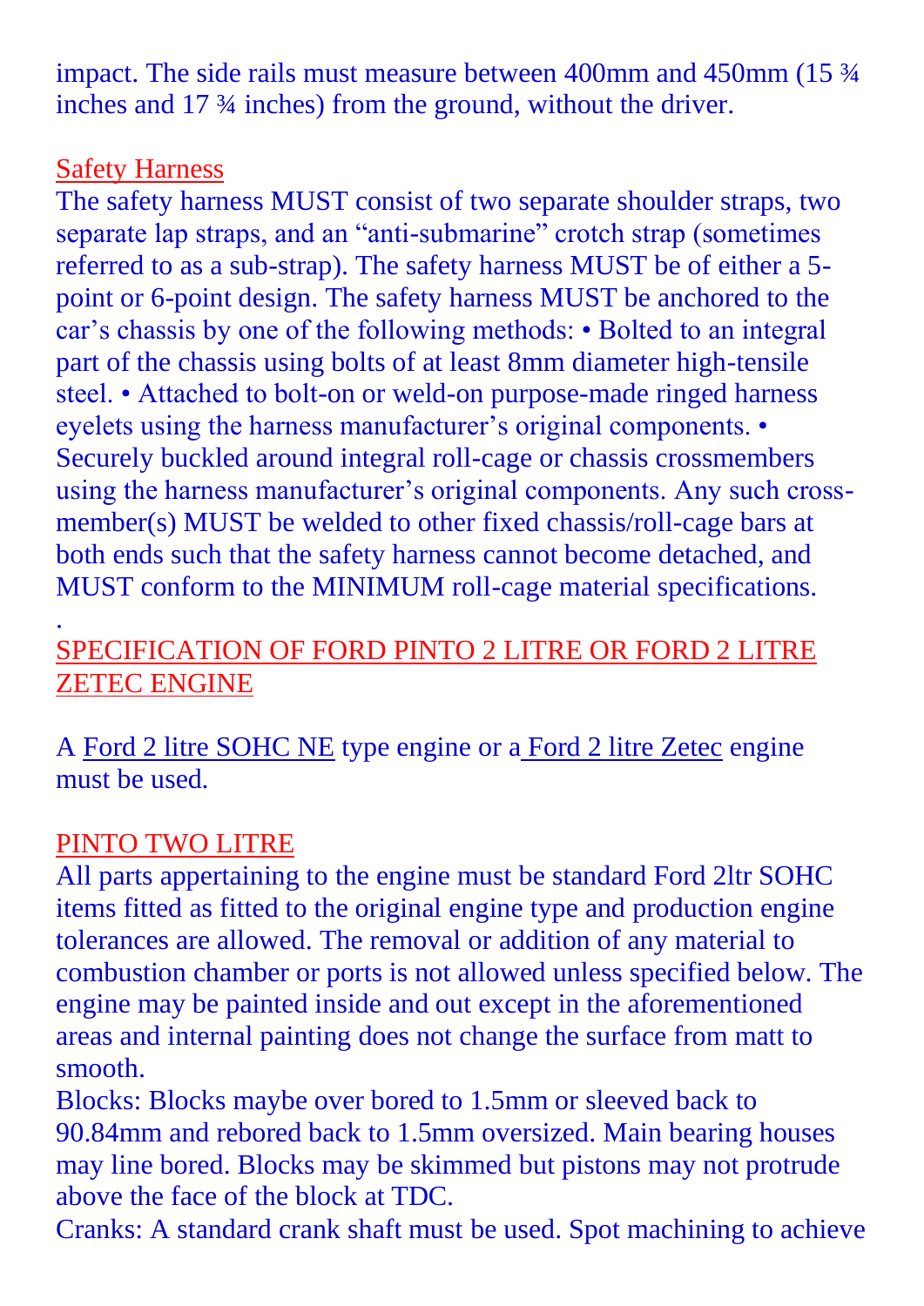impact. The side rails must measure between 400mm and 450mm (15 ¾ inches and 17 ¾ inches) from the ground, without the driver.

## Safety Harness

The safety harness MUST consist of two separate shoulder straps, two separate lap straps, and an "anti-submarine" crotch strap (sometimes referred to as a sub-strap). The safety harness MUST be of either a 5-point or 6-point design. The safety harness MUST be anchored to the car's chassis by one of the following methods: • Bolted to an integral part of the chassis using bolts of at least 8mm diameter high-tensile steel. • Attached to bolt-on or weld-on purpose-made ringed harness eyelets using the harness manufacturer's original components. • Securely buckled around integral roll-cage or chassis crossmembers using the harness manufacturer's original components. Any such cross-member(s) MUST be welded to other fixed chassis/roll-cage bars at both ends such that the safety harness cannot become detached, and MUST conform to the MINIMUM roll-cage material specifications.

.

## SPECIFICATION OF FORD PINTO 2 LITRE OR FORD 2 LITRE ZETEC ENGINE

A Ford 2 litre SOHC NE type engine or a Ford 2 litre Zetec engine must be used.

## PINTO TWO LITRE

All parts appertaining to the engine must be standard Ford 2ltr SOHC items fitted as fitted to the original engine type and production engine tolerances are allowed. The removal or addition of any material to combustion chamber or ports is not allowed unless specified below. The engine may be painted inside and out except in the aforementioned areas and internal painting does not change the surface from matt to smooth.

Blocks: Blocks maybe over bored to 1.5mm or sleeved back to 90.84mm and rebored back to 1.5mm oversized. Main bearing houses may line bored. Blocks may be skimmed but pistons may not protrude above the face of the block at TDC.

Cranks: A standard crank shaft must be used. Spot machining to achieve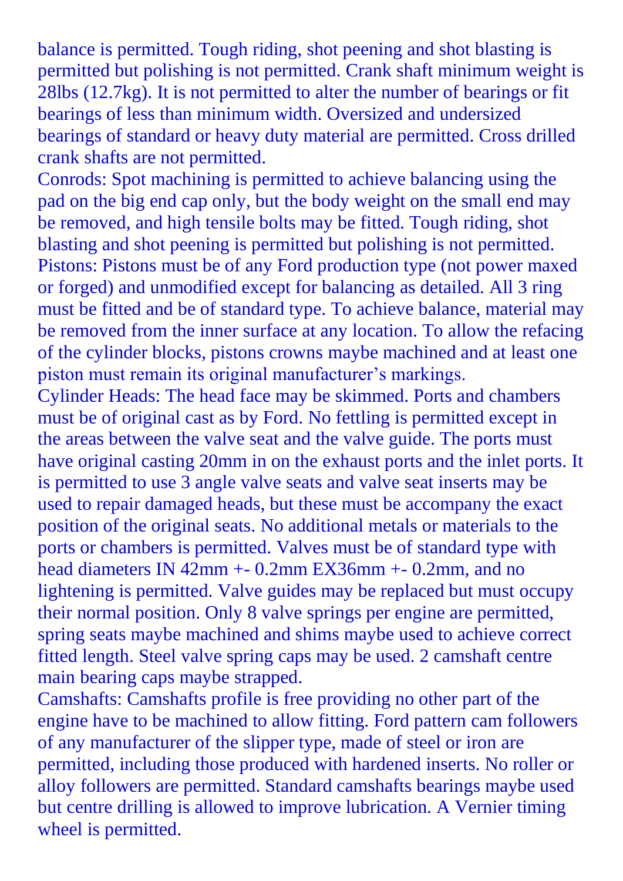balance is permitted. Tough riding, shot peening and shot blasting is permitted but polishing is not permitted. Crank shaft minimum weight is 28lbs (12.7kg). It is not permitted to alter the number of bearings or fit bearings of less than minimum width. Oversized and undersized bearings of standard or heavy duty material are permitted. Cross drilled crank shafts are not permitted.

Conrods: Spot machining is permitted to achieve balancing using the pad on the big end cap only, but the body weight on the small end may be removed, and high tensile bolts may be fitted. Tough riding, shot blasting and shot peening is permitted but polishing is not permitted.

Pistons: Pistons must be of any Ford production type (not power maxed or forged) and unmodified except for balancing as detailed. All 3 ring must be fitted and be of standard type. To achieve balance, material may be removed from the inner surface at any location. To allow the refacing of the cylinder blocks, pistons crowns maybe machined and at least one piston must remain its original manufacturer's markings.

Cylinder Heads: The head face may be skimmed. Ports and chambers must be of original cast as by Ford. No fettling is permitted except in the areas between the valve seat and the valve guide. The ports must have original casting 20mm in on the exhaust ports and the inlet ports. It is permitted to use 3 angle valve seats and valve seat inserts may be used to repair damaged heads, but these must be accompany the exact position of the original seats. No additional metals or materials to the ports or chambers is permitted. Valves must be of standard type with head diameters IN 42mm +- 0.2mm EX36mm +- 0.2mm, and no lightening is permitted. Valve guides may be replaced but must occupy their normal position. Only 8 valve springs per engine are permitted, spring seats maybe machined and shims maybe used to achieve correct fitted length. Steel valve spring caps may be used. 2 camshaft centre main bearing caps maybe strapped.

Camshafts: Camshafts profile is free providing no other part of the engine have to be machined to allow fitting. Ford pattern cam followers of any manufacturer of the slipper type, made of steel or iron are permitted, including those produced with hardened inserts. No roller or alloy followers are permitted. Standard camshafts bearings maybe used but centre drilling is allowed to improve lubrication. A Vernier timing wheel is permitted.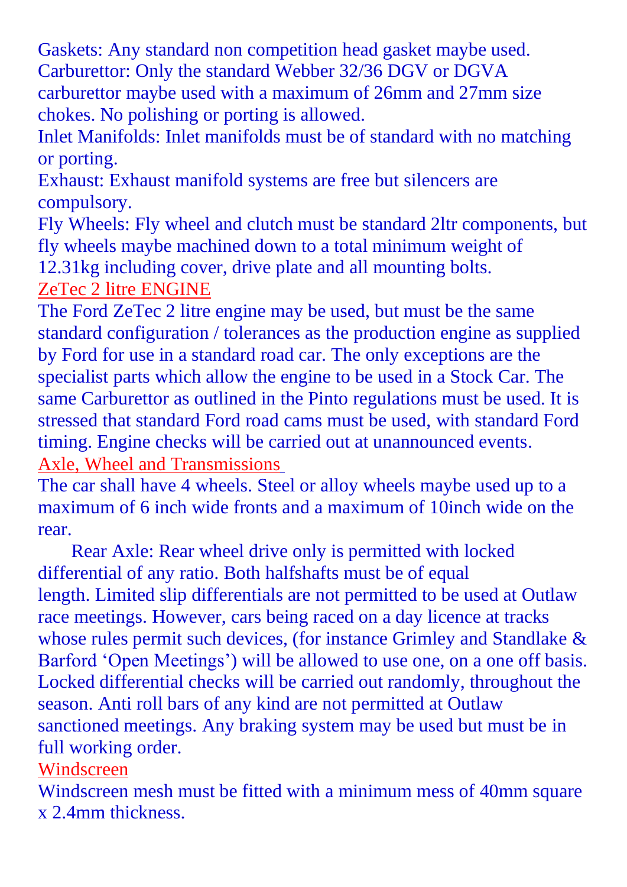Gaskets: Any standard non competition head gasket maybe used.
Carburettor: Only the standard Webber 32/36 DGV or DGVA carburettor maybe used with a maximum of 26mm and 27mm size chokes. No polishing or porting is allowed.
Inlet Manifolds: Inlet manifolds must be of standard with no matching or porting.
Exhaust: Exhaust manifold systems are free but silencers are compulsory.
Fly Wheels: Fly wheel and clutch must be standard 2ltr components, but fly wheels maybe machined down to a total minimum weight of 12.31kg including cover, drive plate and all mounting bolts.

## ZeTec 2 litre ENGINE

The Ford ZeTec 2 litre engine may be used, but must be the same standard configuration / tolerances as the production engine as supplied by Ford for use in a standard road car. The only exceptions are the specialist parts which allow the engine to be used in a Stock Car. The same Carburettor as outlined in the Pinto regulations must be used. It is stressed that standard Ford road cams must be used, with standard Ford timing. Engine checks will be carried out at unannounced events.

## Axle, Wheel and Transmissions

The car shall have 4 wheels. Steel or alloy wheels maybe used up to a maximum of 6 inch wide fronts and a maximum of 10inch wide on the rear.

Rear Axle: Rear wheel drive only is permitted with locked differential of any ratio. Both halfshafts must be of equal length. Limited slip differentials are not permitted to be used at Outlaw race meetings. However, cars being raced on a day licence at tracks whose rules permit such devices, (for instance Grimley and Standlake & Barford 'Open Meetings') will be allowed to use one, on a one off basis. Locked differential checks will be carried out randomly, throughout the season. Anti roll bars of any kind are not permitted at Outlaw sanctioned meetings. Any braking system may be used but must be in full working order.

## Windscreen

Windscreen mesh must be fitted with a minimum mess of 40mm square x 2.4mm thickness.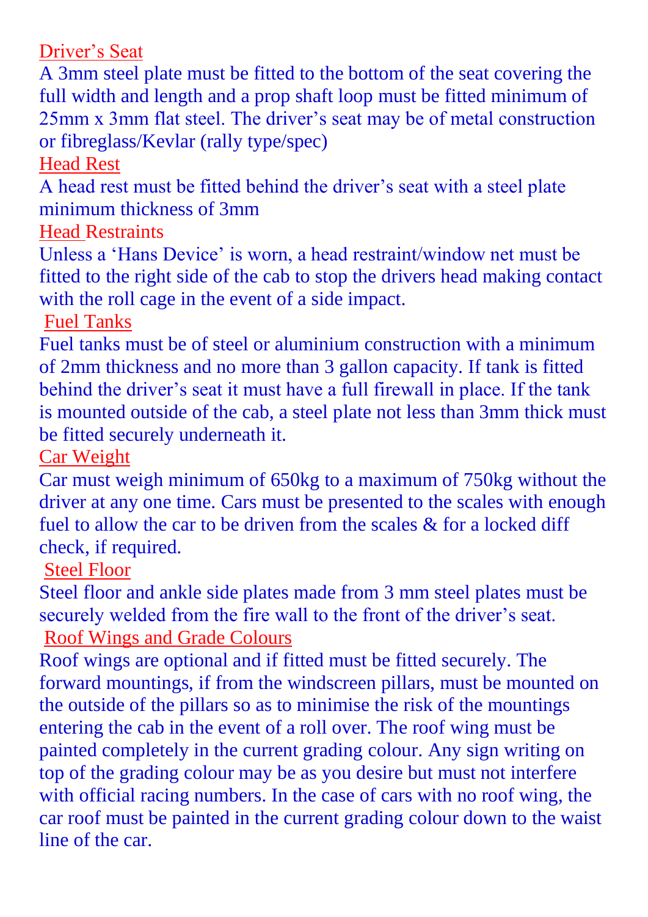## Driver's Seat

A 3mm steel plate must be fitted to the bottom of the seat covering the full width and length and a prop shaft loop must be fitted minimum of 25mm x 3mm flat steel. The driver's seat may be of metal construction or fibreglass/Kevlar (rally type/spec)

## Head Rest

A head rest must be fitted behind the driver's seat with a steel plate minimum thickness of 3mm

## Head Restraints

Unless a 'Hans Device' is worn, a head restraint/window net must be fitted to the right side of the cab to stop the drivers head making contact with the roll cage in the event of a side impact.

## Fuel Tanks

Fuel tanks must be of steel or aluminium construction with a minimum of 2mm thickness and no more than 3 gallon capacity. If tank is fitted behind the driver's seat it must have a full firewall in place. If the tank is mounted outside of the cab, a steel plate not less than 3mm thick must be fitted securely underneath it.

## Car Weight

Car must weigh minimum of 650kg to a maximum of 750kg without the driver at any one time. Cars must be presented to the scales with enough fuel to allow the car to be driven from the scales & for a locked diff check, if required.

## Steel Floor

Steel floor and ankle side plates made from 3 mm steel plates must be securely welded from the fire wall to the front of the driver's seat.

## Roof Wings and Grade Colours

Roof wings are optional and if fitted must be fitted securely. The forward mountings, if from the windscreen pillars, must be mounted on the outside of the pillars so as to minimise the risk of the mountings entering the cab in the event of a roll over. The roof wing must be painted completely in the current grading colour. Any sign writing on top of the grading colour may be as you desire but must not interfere with official racing numbers. In the case of cars with no roof wing, the car roof must be painted in the current grading colour down to the waist line of the car.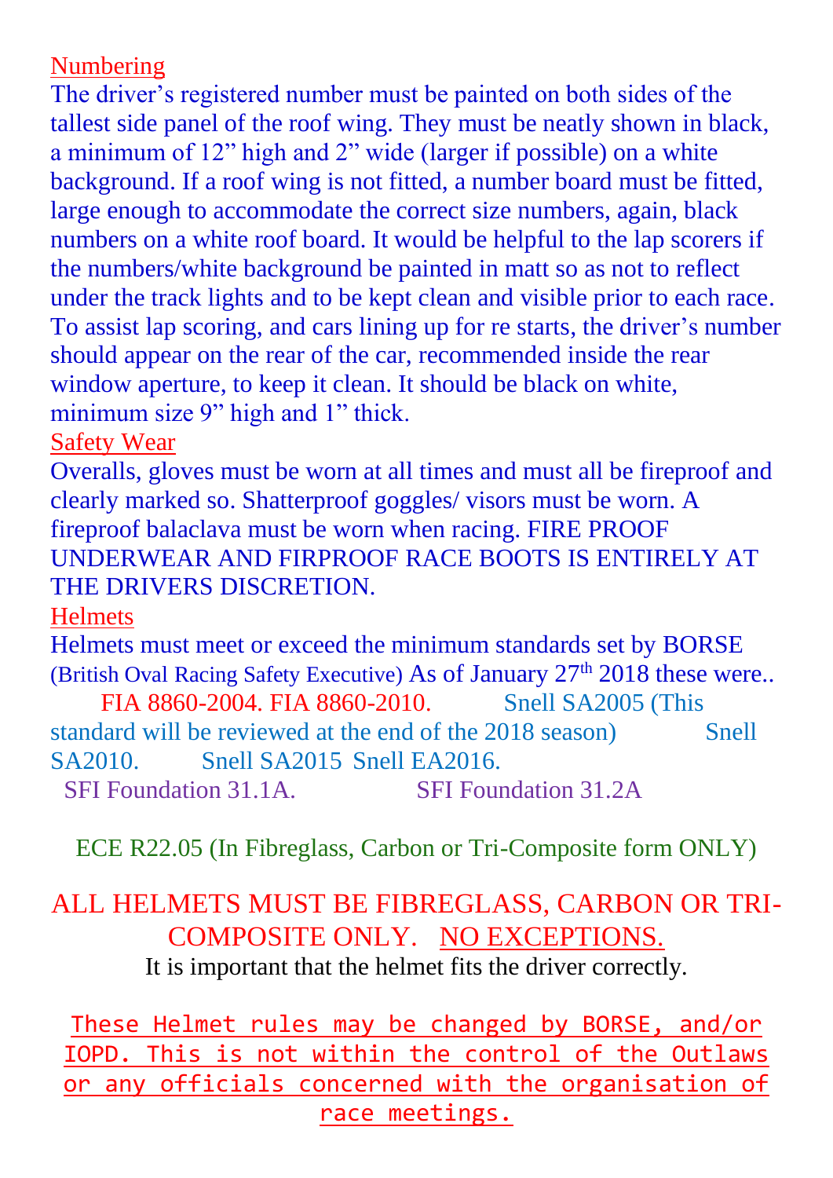## Numbering

The driver's registered number must be painted on both sides of the tallest side panel of the roof wing. They must be neatly shown in black, a minimum of 12" high and 2" wide (larger if possible) on a white background. If a roof wing is not fitted, a number board must be fitted, large enough to accommodate the correct size numbers, again, black numbers on a white roof board. It would be helpful to the lap scorers if the numbers/white background be painted in matt so as not to reflect under the track lights and to be kept clean and visible prior to each race. To assist lap scoring, and cars lining up for re starts, the driver's number should appear on the rear of the car, recommended inside the rear window aperture, to keep it clean. It should be black on white, minimum size 9" high and 1" thick.

## Safety Wear

Overalls, gloves must be worn at all times and must all be fireproof and clearly marked so. Shatterproof goggles/ visors must be worn. A fireproof balaclava must be worn when racing. FIRE PROOF UNDERWEAR AND FIRPROOF RACE BOOTS IS ENTIRELY AT THE DRIVERS DISCRETION.

## Helmets

Helmets must meet or exceed the minimum standards set by BORSE (British Oval Racing Safety Executive) As of January 27th 2018 these were..

FIA 8860-2004. FIA 8860-2010. Snell SA2005 (This standard will be reviewed at the end of the 2018 season) Snell SA2010. Snell SA2015 Snell EA2016.

SFI Foundation 31.1A. SFI Foundation 31.2A

ECE R22.05 (In Fibreglass, Carbon or Tri-Composite form ONLY)

ALL HELMETS MUST BE FIBREGLASS, CARBON OR TRI-COMPOSITE ONLY. NO EXCEPTIONS.

It is important that the helmet fits the driver correctly.

These Helmet rules may be changed by BORSE, and/or IOPD. This is not within the control of the Outlaws or any officials concerned with the organisation of race meetings.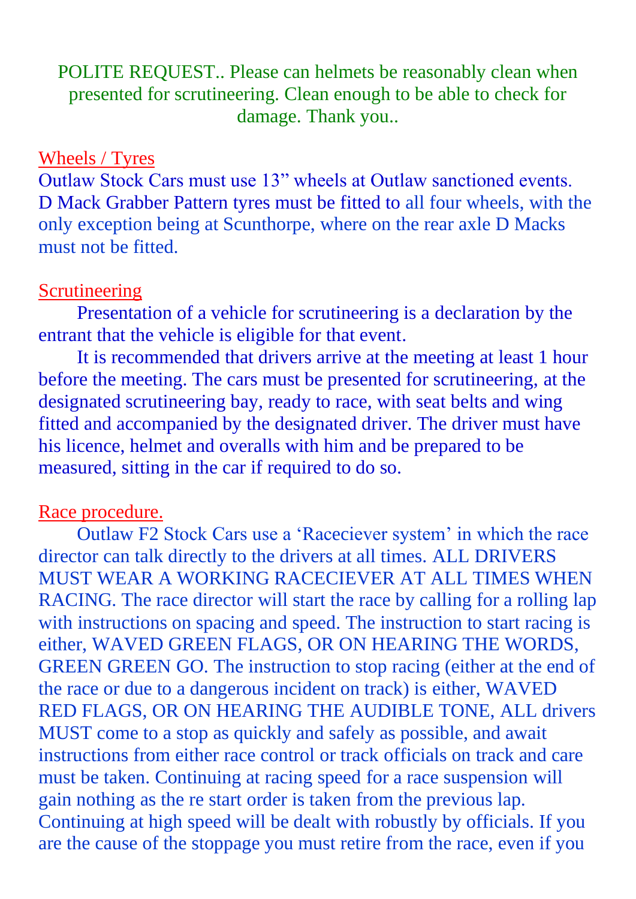POLITE REQUEST.. Please can helmets be reasonably clean when presented for scrutineering. Clean enough to be able to check for damage. Thank you..

## Wheels / Tyres

Outlaw Stock Cars must use 13" wheels at Outlaw sanctioned events. D Mack Grabber Pattern tyres must be fitted to all four wheels, with the only exception being at Scunthorpe, where on the rear axle D Macks must not be fitted.

## Scrutineering

Presentation of a vehicle for scrutineering is a declaration by the entrant that the vehicle is eligible for that event.

It is recommended that drivers arrive at the meeting at least 1 hour before the meeting. The cars must be presented for scrutineering, at the designated scrutineering bay, ready to race, with seat belts and wing fitted and accompanied by the designated driver. The driver must have his licence, helmet and overalls with him and be prepared to be measured, sitting in the car if required to do so.

## Race procedure.

Outlaw F2 Stock Cars use a 'Raceciever system' in which the race director can talk directly to the drivers at all times. ALL DRIVERS MUST WEAR A WORKING RACECIEVER AT ALL TIMES WHEN RACING. The race director will start the race by calling for a rolling lap with instructions on spacing and speed. The instruction to start racing is either, WAVED GREEN FLAGS, OR ON HEARING THE WORDS, GREEN GREEN GO. The instruction to stop racing (either at the end of the race or due to a dangerous incident on track) is either, WAVED RED FLAGS, OR ON HEARING THE AUDIBLE TONE, ALL drivers MUST come to a stop as quickly and safely as possible, and await instructions from either race control or track officials on track and care must be taken. Continuing at racing speed for a race suspension will gain nothing as the re start order is taken from the previous lap. Continuing at high speed will be dealt with robustly by officials. If you are the cause of the stoppage you must retire from the race, even if you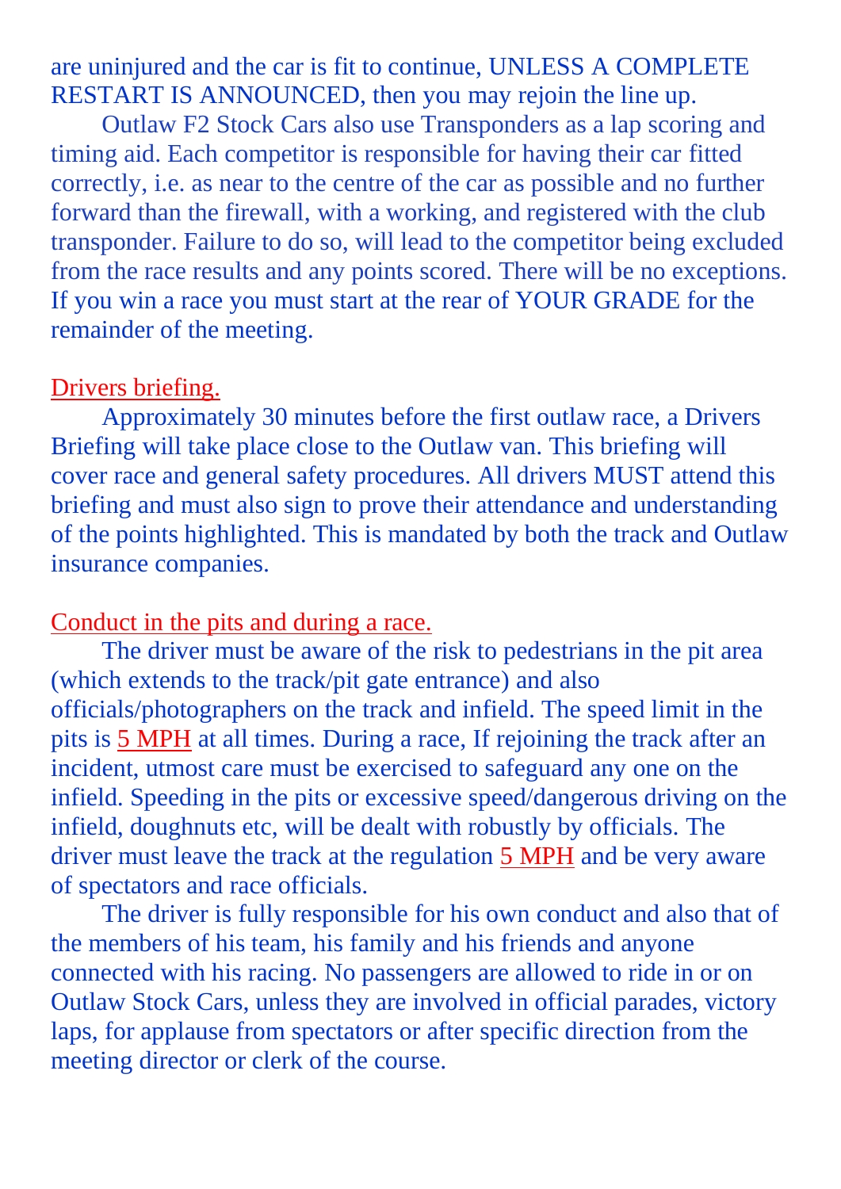are uninjured and the car is fit to continue, UNLESS A COMPLETE RESTART IS ANNOUNCED, then you may rejoin the line up.

Outlaw F2 Stock Cars also use Transponders as a lap scoring and timing aid. Each competitor is responsible for having their car fitted correctly, i.e. as near to the centre of the car as possible and no further forward than the firewall, with a working, and registered with the club transponder. Failure to do so, will lead to the competitor being excluded from the race results and any points scored. There will be no exceptions. If you win a race you must start at the rear of YOUR GRADE for the remainder of the meeting.

## Drivers briefing.

Approximately 30 minutes before the first outlaw race, a Drivers Briefing will take place close to the Outlaw van. This briefing will cover race and general safety procedures. All drivers MUST attend this briefing and must also sign to prove their attendance and understanding of the points highlighted. This is mandated by both the track and Outlaw insurance companies.

## Conduct in the pits and during a race.

The driver must be aware of the risk to pedestrians in the pit area (which extends to the track/pit gate entrance) and also officials/photographers on the track and infield. The speed limit in the pits is 5 MPH at all times. During a race, If rejoining the track after an incident, utmost care must be exercised to safeguard any one on the infield. Speeding in the pits or excessive speed/dangerous driving on the infield, doughnuts etc, will be dealt with robustly by officials. The driver must leave the track at the regulation 5 MPH and be very aware of spectators and race officials.

The driver is fully responsible for his own conduct and also that of the members of his team, his family and his friends and anyone connected with his racing. No passengers are allowed to ride in or on Outlaw Stock Cars, unless they are involved in official parades, victory laps, for applause from spectators or after specific direction from the meeting director or clerk of the course.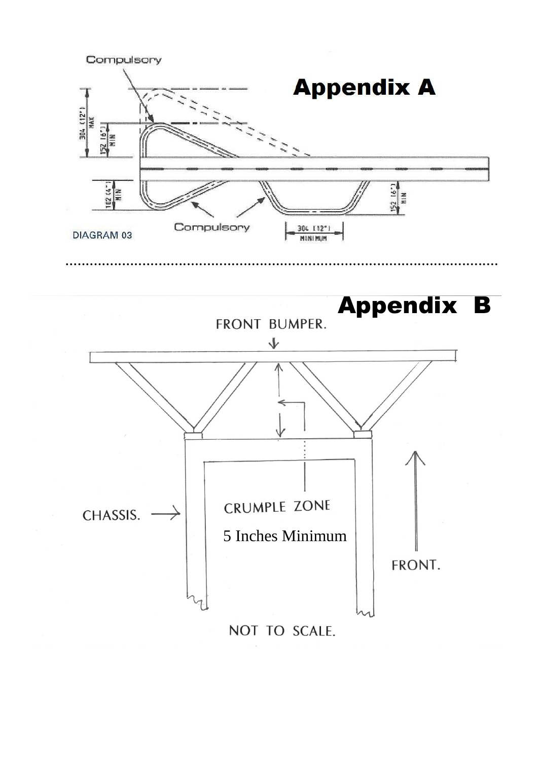# Appendix A

Compulsory

304 (12") MAX

152 (6") MIN

102 (4") MIN

152 (6") MIN

Compulsory

304 (12") MINIMUM

DIAGRAM 03

# Appendix B

FRONT BUMPER.

CHASSIS.

CRUMPLE ZONE

5 Inches Minimum

FRONT.

NOT TO SCALE.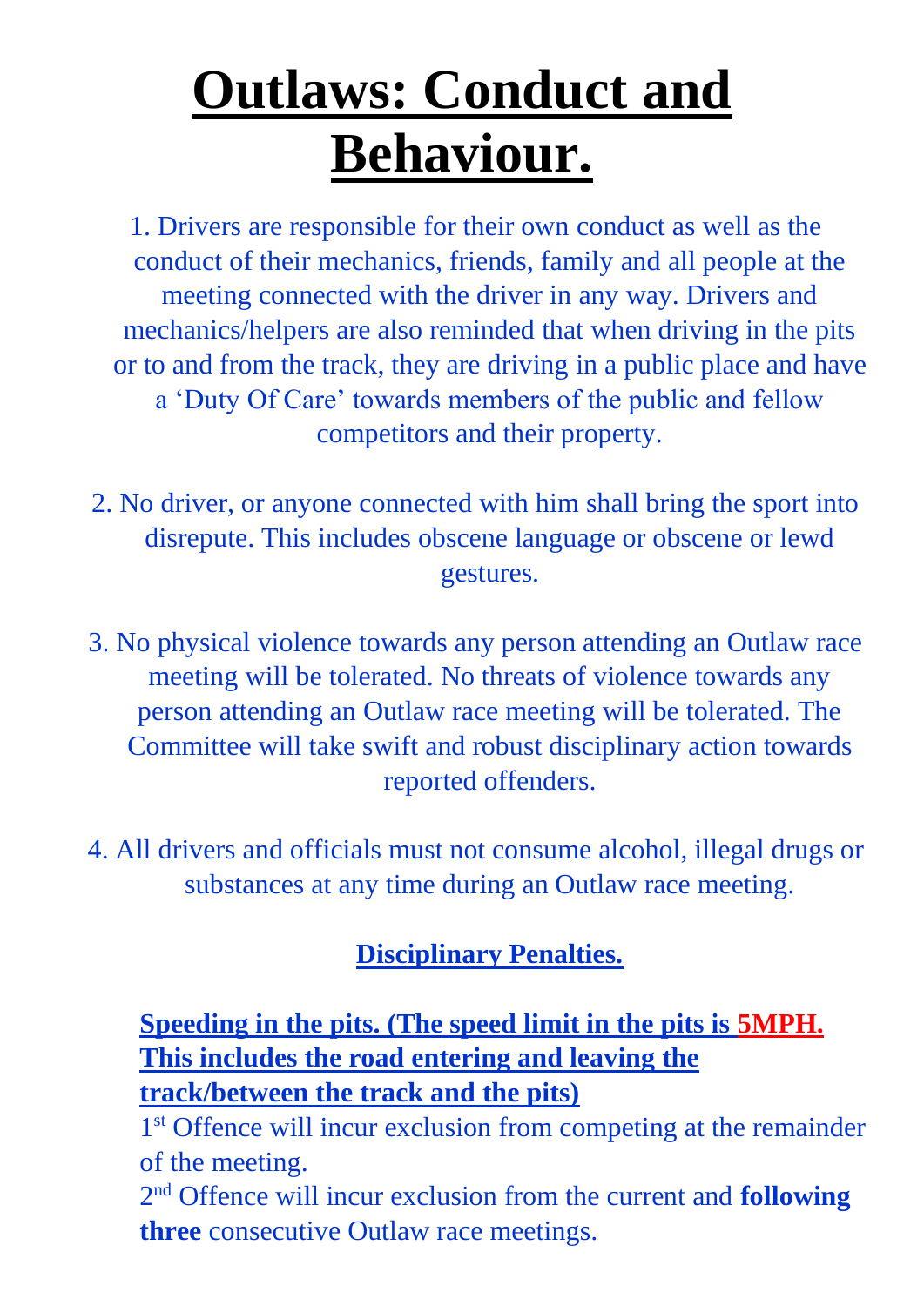# Outlaws: Conduct and Behaviour.

1. Drivers are responsible for their own conduct as well as the conduct of their mechanics, friends, family and all people at the meeting connected with the driver in any way. Drivers and mechanics/helpers are also reminded that when driving in the pits or to and from the track, they are driving in a public place and have a 'Duty Of Care' towards members of the public and fellow competitors and their property.

2. No driver, or anyone connected with him shall bring the sport into disrepute. This includes obscene language or obscene or lewd gestures.

3. No physical violence towards any person attending an Outlaw race meeting will be tolerated. No threats of violence towards any person attending an Outlaw race meeting will be tolerated. The Committee will take swift and robust disciplinary action towards reported offenders.

4. All drivers and officials must not consume alcohol, illegal drugs or substances at any time during an Outlaw race meeting.

## Disciplinary Penalties.

**Speeding in the pits. (The speed limit in the pits is 5MPH. This includes the road entering and leaving the track/between the track and the pits)**

1st Offence will incur exclusion from competing at the remainder of the meeting.

2nd Offence will incur exclusion from the current and **following three** consecutive Outlaw race meetings.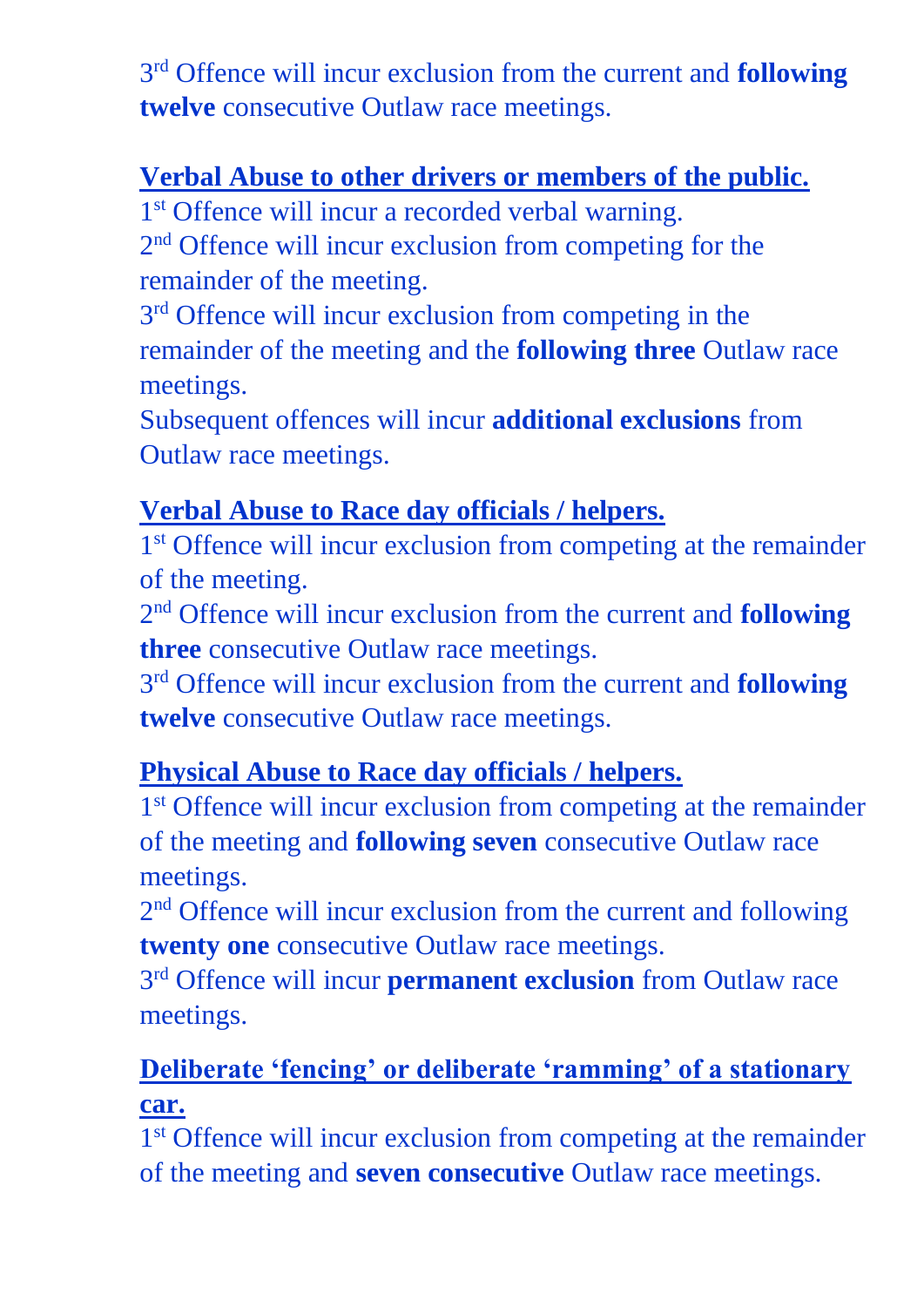3rd Offence will incur exclusion from the current and **following twelve** consecutive Outlaw race meetings.

**Verbal Abuse to other drivers or members of the public.**

1st Offence will incur a recorded verbal warning.
2nd Offence will incur exclusion from competing for the remainder of the meeting.
3rd Offence will incur exclusion from competing in the remainder of the meeting and the **following three** Outlaw race meetings.
Subsequent offences will incur **additional exclusions** from Outlaw race meetings.

**Verbal Abuse to Race day officials / helpers.**

1st Offence will incur exclusion from competing at the remainder of the meeting.
2nd Offence will incur exclusion from the current and **following three** consecutive Outlaw race meetings.
3rd Offence will incur exclusion from the current and **following twelve** consecutive Outlaw race meetings.

**Physical Abuse to Race day officials / helpers.**

1st Offence will incur exclusion from competing at the remainder of the meeting and **following seven** consecutive Outlaw race meetings.
2nd Offence will incur exclusion from the current and following **twenty one** consecutive Outlaw race meetings.
3rd Offence will incur **permanent exclusion** from Outlaw race meetings.

**Deliberate 'fencing' or deliberate 'ramming' of a stationary car.**

1st Offence will incur exclusion from competing at the remainder of the meeting and **seven consecutive** Outlaw race meetings.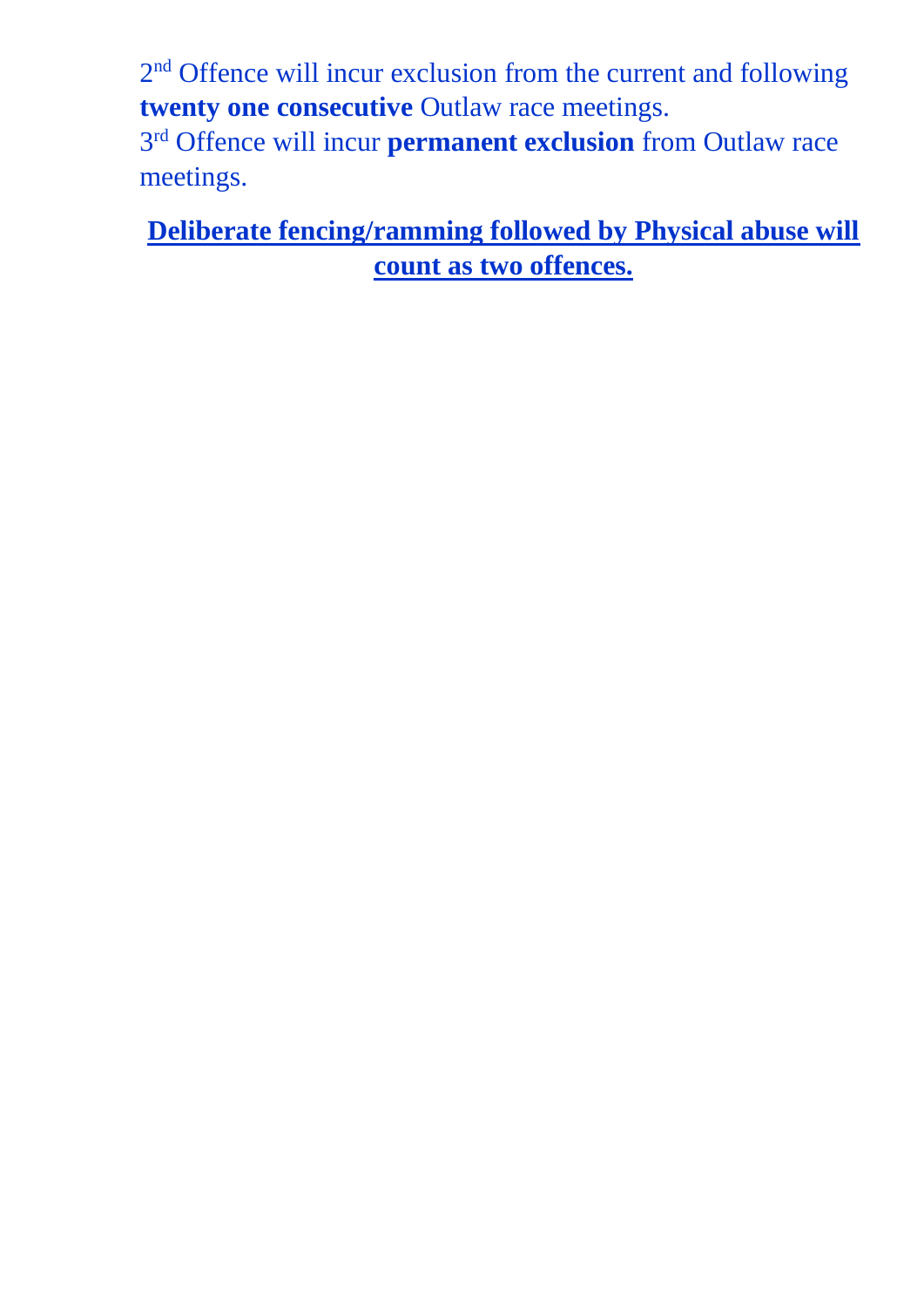2nd Offence will incur exclusion from the current and following **twenty one consecutive** Outlaw race meetings.
3rd Offence will incur **permanent exclusion** from Outlaw race meetings.

**<u>Deliberate fencing/ramming followed by Physical abuse will count as two offences.</u>**